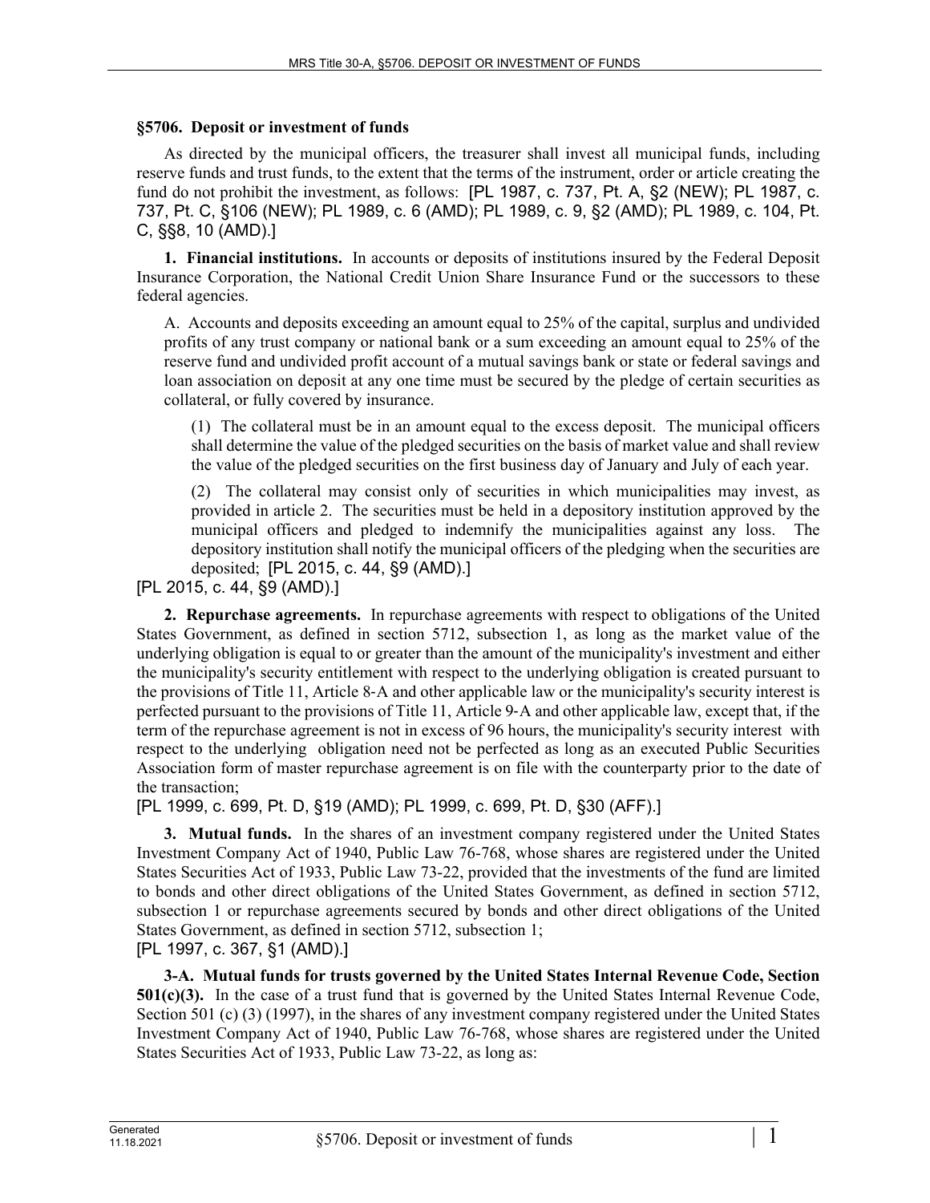**§5706. Deposit or investment of funds**

As directed by the municipal officers, the treasurer shall invest all municipal funds, including reserve funds and trust funds, to the extent that the terms of the instrument, order or article creating the fund do not prohibit the investment, as follows: [PL 1987, c. 737, Pt. A, §2 (NEW); PL 1987, c. 737, Pt. C, §106 (NEW); PL 1989, c. 6 (AMD); PL 1989, c. 9, §2 (AMD); PL 1989, c. 104, Pt. C, §§8, 10 (AMD).]

**1. Financial institutions.** In accounts or deposits of institutions insured by the Federal Deposit Insurance Corporation, the National Credit Union Share Insurance Fund or the successors to these federal agencies.

A. Accounts and deposits exceeding an amount equal to 25% of the capital, surplus and undivided profits of any trust company or national bank or a sum exceeding an amount equal to 25% of the reserve fund and undivided profit account of a mutual savings bank or state or federal savings and loan association on deposit at any one time must be secured by the pledge of certain securities as collateral, or fully covered by insurance.

(1) The collateral must be in an amount equal to the excess deposit. The municipal officers shall determine the value of the pledged securities on the basis of market value and shall review the value of the pledged securities on the first business day of January and July of each year.

(2) The collateral may consist only of securities in which municipalities may invest, as provided in article 2. The securities must be held in a depository institution approved by the municipal officers and pledged to indemnify the municipalities against any loss. The depository institution shall notify the municipal officers of the pledging when the securities are deposited; [PL 2015, c. 44, §9 (AMD).]

[PL 2015, c. 44, §9 (AMD).]

**2. Repurchase agreements.** In repurchase agreements with respect to obligations of the United States Government, as defined in section 5712, subsection 1, as long as the market value of the underlying obligation is equal to or greater than the amount of the municipality's investment and either the municipality's security entitlement with respect to the underlying obligation is created pursuant to the provisions of Title 11, Article 8-A and other applicable law or the municipality's security interest is perfected pursuant to the provisions of Title 11, Article 9-A and other applicable law, except that, if the term of the repurchase agreement is not in excess of 96 hours, the municipality's security interest with respect to the underlying obligation need not be perfected as long as an executed Public Securities Association form of master repurchase agreement is on file with the counterparty prior to the date of the transaction;

[PL 1999, c. 699, Pt. D, §19 (AMD); PL 1999, c. 699, Pt. D, §30 (AFF).]

**3. Mutual funds.** In the shares of an investment company registered under the United States Investment Company Act of 1940, Public Law 76-768, whose shares are registered under the United States Securities Act of 1933, Public Law 73-22, provided that the investments of the fund are limited to bonds and other direct obligations of the United States Government, as defined in section 5712, subsection 1 or repurchase agreements secured by bonds and other direct obligations of the United States Government, as defined in section 5712, subsection 1;

[PL 1997, c. 367, §1 (AMD).]

**3-A. Mutual funds for trusts governed by the United States Internal Revenue Code, Section 501(c)(3).** In the case of a trust fund that is governed by the United States Internal Revenue Code, Section 501 (c) (3) (1997), in the shares of any investment company registered under the United States Investment Company Act of 1940, Public Law 76-768, whose shares are registered under the United States Securities Act of 1933, Public Law 73-22, as long as: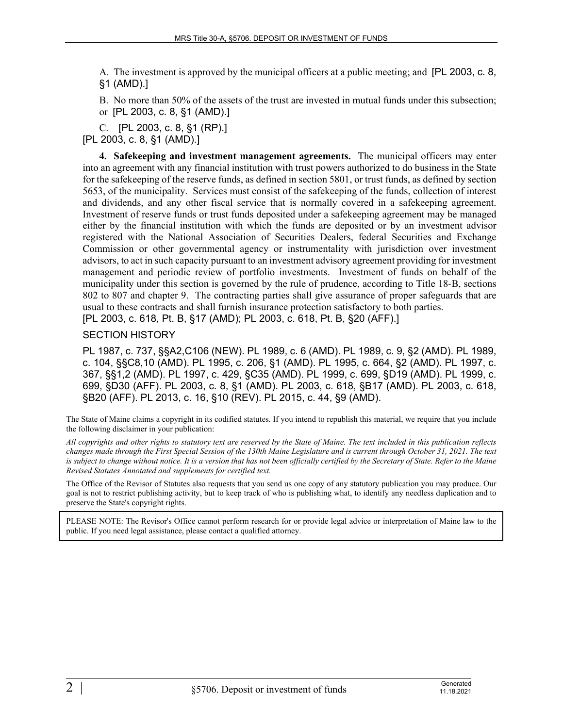A. The investment is approved by the municipal officers at a public meeting; and [PL 2003, c. 8, §1 (AMD).]

B. No more than 50% of the assets of the trust are invested in mutual funds under this subsection; or [PL 2003, c. 8, §1 (AMD).]

C. [PL 2003, c. 8, §1 (RP).]

[PL 2003, c. 8, §1 (AMD).]

**4. Safekeeping and investment management agreements.** The municipal officers may enter into an agreement with any financial institution with trust powers authorized to do business in the State for the safekeeping of the reserve funds, as defined in section 5801, or trust funds, as defined by section 5653, of the municipality. Services must consist of the safekeeping of the funds, collection of interest and dividends, and any other fiscal service that is normally covered in a safekeeping agreement. Investment of reserve funds or trust funds deposited under a safekeeping agreement may be managed either by the financial institution with which the funds are deposited or by an investment advisor registered with the National Association of Securities Dealers, federal Securities and Exchange Commission or other governmental agency or instrumentality with jurisdiction over investment advisors, to act in such capacity pursuant to an investment advisory agreement providing for investment management and periodic review of portfolio investments. Investment of funds on behalf of the municipality under this section is governed by the rule of prudence, according to Title 18-B, sections 802 to 807 and chapter 9. The contracting parties shall give assurance of proper safeguards that are usual to these contracts and shall furnish insurance protection satisfactory to both parties.

[PL 2003, c. 618, Pt. B, §17 (AMD); PL 2003, c. 618, Pt. B, §20 (AFF).]

SECTION HISTORY

PL 1987, c. 737, §§A2,C106 (NEW). PL 1989, c. 6 (AMD). PL 1989, c. 9, §2 (AMD). PL 1989, c. 104, §§C8,10 (AMD). PL 1995, c. 206, §1 (AMD). PL 1995, c. 664, §2 (AMD). PL 1997, c. 367, §§1,2 (AMD). PL 1997, c. 429, §C35 (AMD). PL 1999, c. 699, §D19 (AMD). PL 1999, c. 699, §D30 (AFF). PL 2003, c. 8, §1 (AMD). PL 2003, c. 618, §B17 (AMD). PL 2003, c. 618, §B20 (AFF). PL 2013, c. 16, §10 (REV). PL 2015, c. 44, §9 (AMD).

The State of Maine claims a copyright in its codified statutes. If you intend to republish this material, we require that you include the following disclaimer in your publication:

*All copyrights and other rights to statutory text are reserved by the State of Maine. The text included in this publication reflects changes made through the First Special Session of the 130th Maine Legislature and is current through October 31, 2021. The text is subject to change without notice. It is a version that has not been officially certified by the Secretary of State. Refer to the Maine Revised Statutes Annotated and supplements for certified text.*

The Office of the Revisor of Statutes also requests that you send us one copy of any statutory publication you may produce. Our goal is not to restrict publishing activity, but to keep track of who is publishing what, to identify any needless duplication and to preserve the State's copyright rights.

PLEASE NOTE: The Revisor's Office cannot perform research for or provide legal advice or interpretation of Maine law to the public. If you need legal assistance, please contact a qualified attorney.